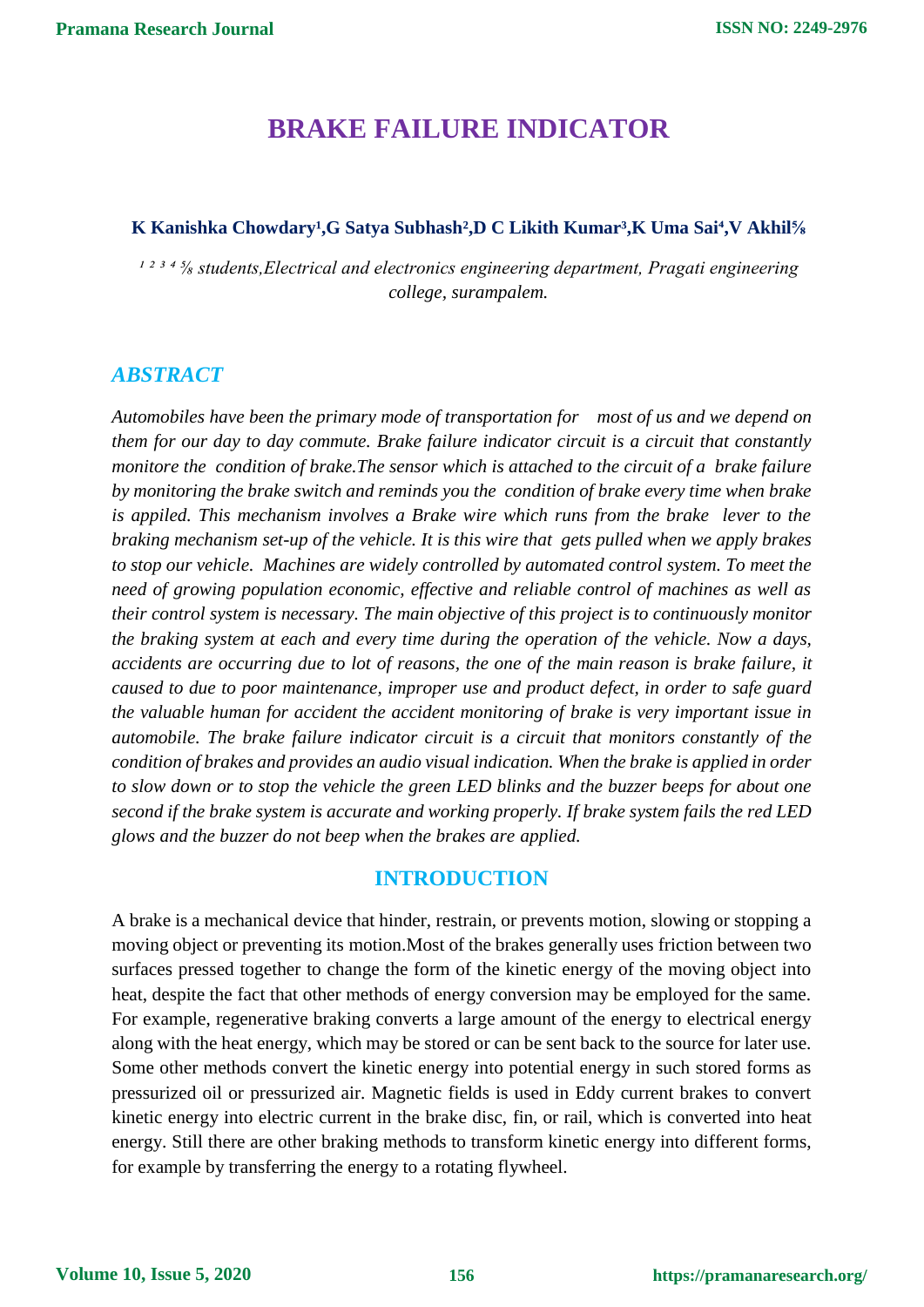# BRAKE FAILURE INDICATOR

**K Kanishka Chowdary[1],G Satya Subhash[2],D C Likith Kumar[3],K Uma Sai[4],V Akhil[5]**

*[1 2 3 4 5] students,Electrical and electronics engineering department, Pragati engineering college, surampalem.*

## *ABSTRACT*

*Automobiles have been the primary mode of transportation for most of us and we depend on them for our day to day commute. Brake failure indicator circuit is a circuit that constantly monitore the condition of brake.The sensor which is attached to the circuit of a brake failure by monitoring the brake switch and reminds you the condition of brake every time when brake is appiled. This mechanism involves a Brake wire which runs from the brake lever to the braking mechanism set-up of the vehicle. It is this wire that gets pulled when we apply brakes to stop our vehicle. Machines are widely controlled by automated control system. To meet the need of growing population economic, effective and reliable control of machines as well as their control system is necessary. The main objective of this project is to continuously monitor the braking system at each and every time during the operation of the vehicle. Now a days, accidents are occurring due to lot of reasons, the one of the main reason is brake failure, it caused to due to poor maintenance, improper use and product defect, in order to safe guard the valuable human for accident the accident monitoring of brake is very important issue in automobile. The brake failure indicator circuit is a circuit that monitors constantly of the condition of brakes and provides an audio visual indication. When the brake is applied in order to slow down or to stop the vehicle the green LED blinks and the buzzer beeps for about one second if the brake system is accurate and working properly. If brake system fails the red LED glows and the buzzer do not beep when the brakes are applied.*

## INTRODUCTION

A brake is a mechanical device that hinder, restrain, or prevents motion, slowing or stopping a moving object or preventing its motion.Most of the brakes generally uses friction between two surfaces pressed together to change the form of the kinetic energy of the moving object into heat, despite the fact that other methods of energy conversion may be employed for the same. For example, regenerative braking converts a large amount of the energy to electrical energy along with the heat energy, which may be stored or can be sent back to the source for later use. Some other methods convert the kinetic energy into potential energy in such stored forms as pressurized oil or pressurized air. Magnetic fields is used in Eddy current brakes to convert kinetic energy into electric current in the brake disc, fin, or rail, which is converted into heat energy. Still there are other braking methods to transform kinetic energy into different forms, for example by transferring the energy to a rotating flywheel.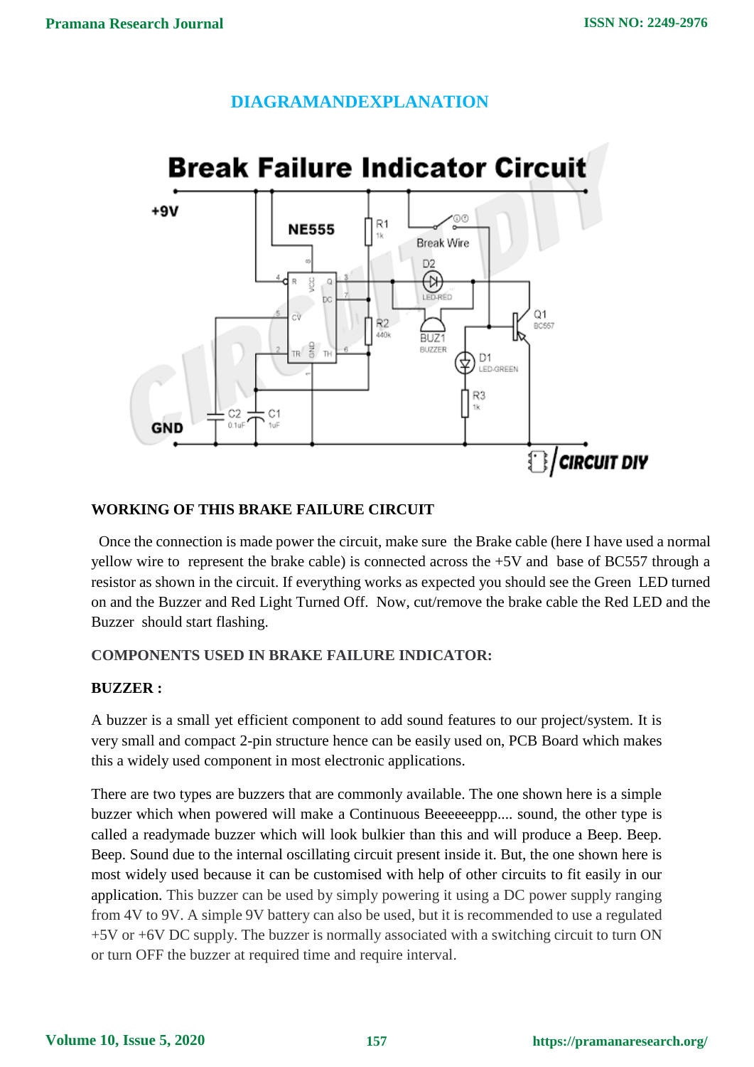## DIAGRAMANDEXPLANATION

### WORKING OF THIS BRAKE FAILURE CIRCUIT

Once the connection is made power the circuit, make sure the Brake cable (here I have used a normal yellow wire to represent the brake cable) is connected across the +5V and base of BC557 through a resistor as shown in the circuit. If everything works as expected you should see the Green LED turned on and the Buzzer and Red Light Turned Off. Now, cut/remove the brake cable the Red LED and the Buzzer should start flashing.

### COMPONENTS USED IN BRAKE FAILURE INDICATOR:

### BUZZER :

A buzzer is a small yet efficient component to add sound features to our project/system. It is very small and compact 2-pin structure hence can be easily used on, PCB Board which makes this a widely used component in most electronic applications.

There are two types are buzzers that are commonly available. The one shown here is a simple buzzer which when powered will make a Continuous Beeeeeeppp.... sound, the other type is called a readymade buzzer which will look bulkier than this and will produce a Beep. Beep. Beep. Sound due to the internal oscillating circuit present inside it. But, the one shown here is most widely used because it can be customised with help of other circuits to fit easily in our application. This buzzer can be used by simply powering it using a DC power supply ranging from 4V to 9V. A simple 9V battery can also be used, but it is recommended to use a regulated +5V or +6V DC supply. The buzzer is normally associated with a switching circuit to turn ON or turn OFF the buzzer at required time and require interval.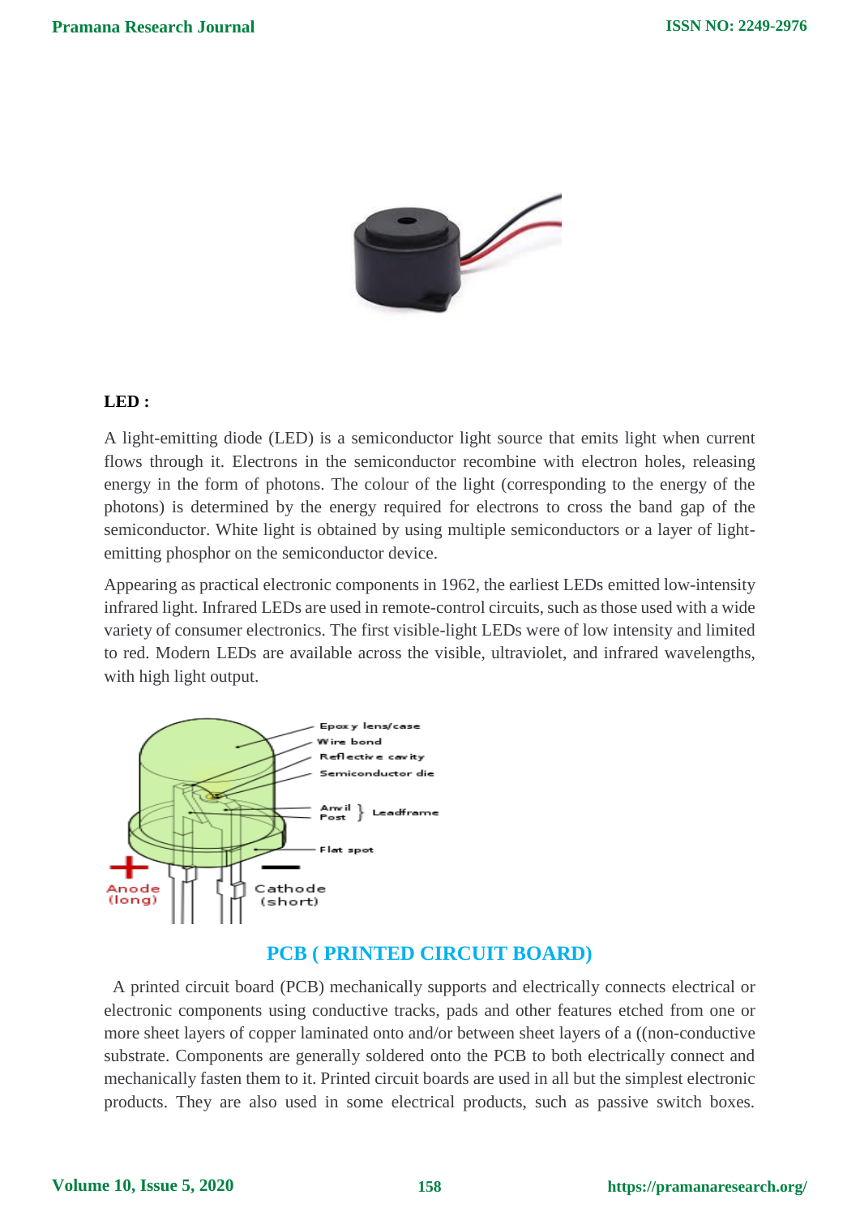**LED :**

A light-emitting diode (LED) is a semiconductor light source that emits light when current flows through it. Electrons in the semiconductor recombine with electron holes, releasing energy in the form of photons. The colour of the light (corresponding to the energy of the photons) is determined by the energy required for electrons to cross the band gap of the semiconductor. White light is obtained by using multiple semiconductors or a layer of light-emitting phosphor on the semiconductor device.

Appearing as practical electronic components in 1962, the earliest LEDs emitted low-intensity infrared light. Infrared LEDs are used in remote-control circuits, such as those used with a wide variety of consumer electronics. The first visible-light LEDs were of low intensity and limited to red. Modern LEDs are available across the visible, ultraviolet, and infrared wavelengths, with high light output.

## PCB ( PRINTED CIRCUIT BOARD)

A printed circuit board (PCB) mechanically supports and electrically connects electrical or electronic components using conductive tracks, pads and other features etched from one or more sheet layers of copper laminated onto and/or between sheet layers of a ((non-conductive substrate. Components are generally soldered onto the PCB to both electrically connect and mechanically fasten them to it. Printed circuit boards are used in all but the simplest electronic products. They are also used in some electrical products, such as passive switch boxes.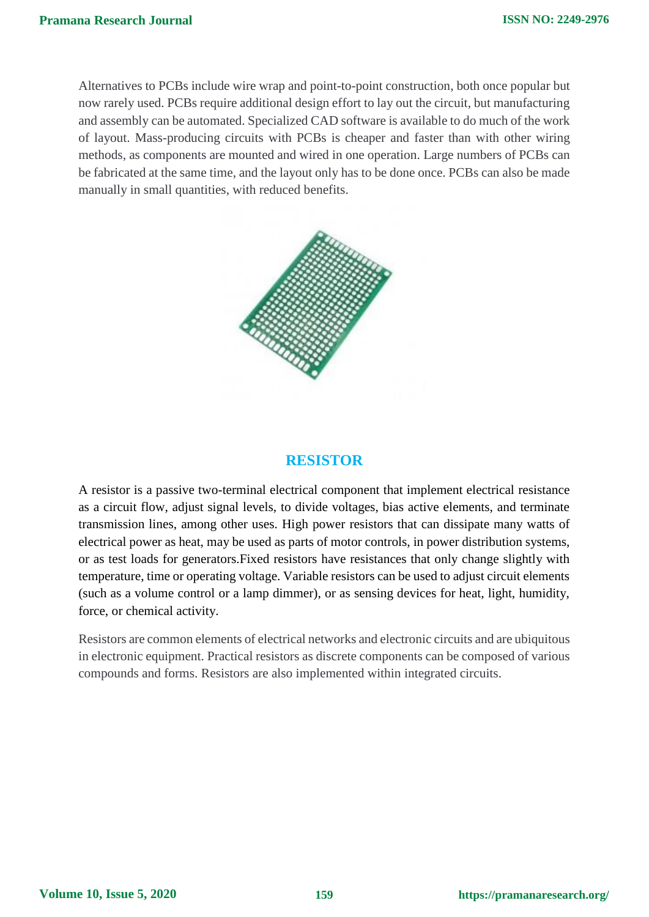Alternatives to PCBs include wire wrap and point-to-point construction, both once popular but now rarely used. PCBs require additional design effort to lay out the circuit, but manufacturing and assembly can be automated. Specialized CAD software is available to do much of the work of layout. Mass-producing circuits with PCBs is cheaper and faster than with other wiring methods, as components are mounted and wired in one operation. Large numbers of PCBs can be fabricated at the same time, and the layout only has to be done once. PCBs can also be made manually in small quantities, with reduced benefits.

## RESISTOR

A resistor is a passive two-terminal electrical component that implement electrical resistance as a circuit flow, adjust signal levels, to divide voltages, bias active elements, and terminate transmission lines, among other uses. High power resistors that can dissipate many watts of electrical power as heat, may be used as parts of motor controls, in power distribution systems, or as test loads for generators.Fixed resistors have resistances that only change slightly with temperature, time or operating voltage. Variable resistors can be used to adjust circuit elements (such as a volume control or a lamp dimmer), or as sensing devices for heat, light, humidity, force, or chemical activity.

Resistors are common elements of electrical networks and electronic circuits and are ubiquitous in electronic equipment. Practical resistors as discrete components can be composed of various compounds and forms. Resistors are also implemented within integrated circuits.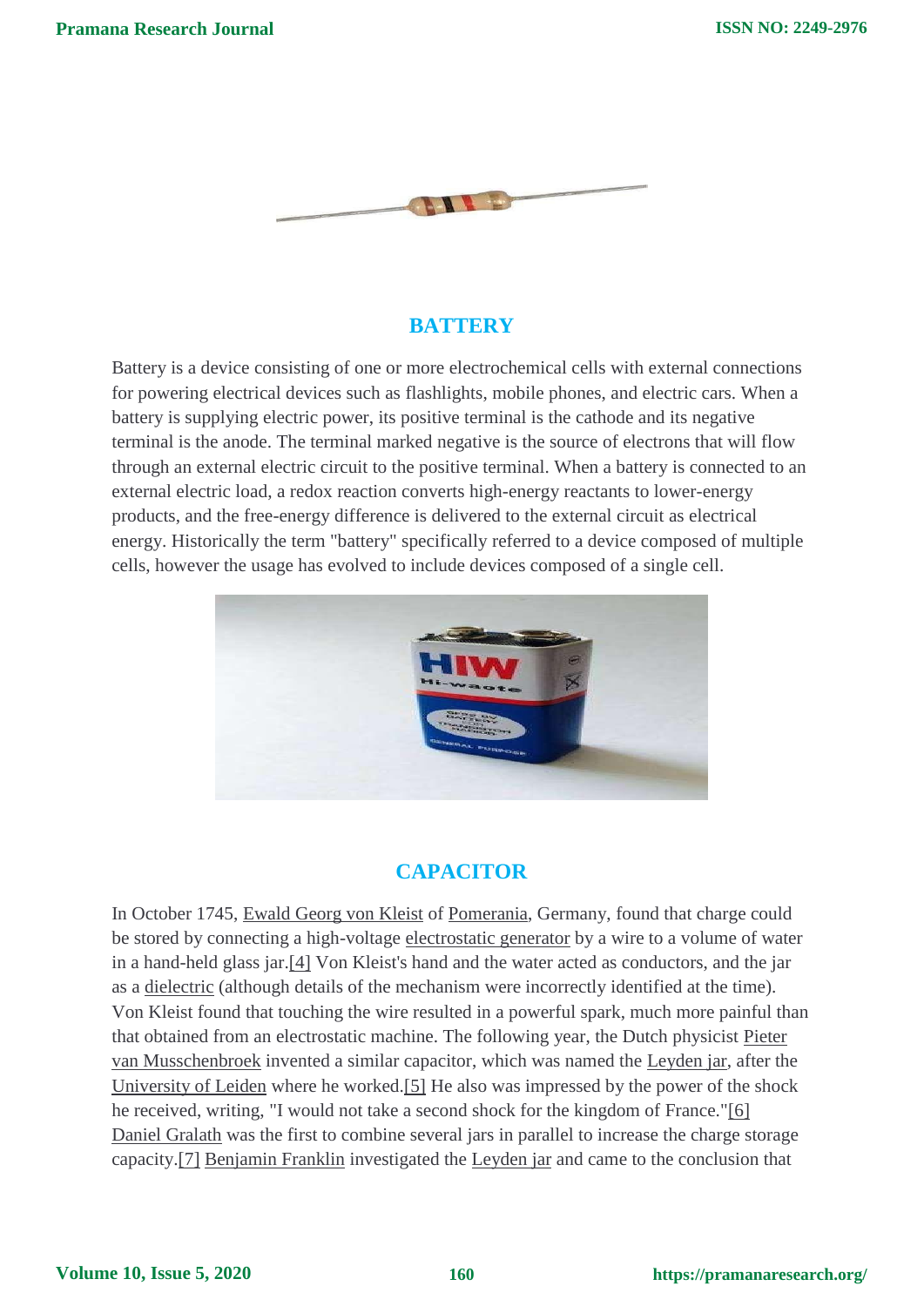## BATTERY

Battery is a device consisting of one or more electrochemical cells with external connections for powering electrical devices such as flashlights, mobile phones, and electric cars. When a battery is supplying electric power, its positive terminal is the cathode and its negative terminal is the anode. The terminal marked negative is the source of electrons that will flow through an external electric circuit to the positive terminal. When a battery is connected to an external electric load, a redox reaction converts high-energy reactants to lower-energy products, and the free-energy difference is delivered to the external circuit as electrical energy. Historically the term "battery" specifically referred to a device composed of multiple cells, however the usage has evolved to include devices composed of a single cell.

## CAPACITOR

In October 1745, Ewald Georg von Kleist of Pomerania, Germany, found that charge could be stored by connecting a high-voltage electrostatic generator by a wire to a volume of water in a hand-held glass jar.[4] Von Kleist's hand and the water acted as conductors, and the jar as a dielectric (although details of the mechanism were incorrectly identified at the time). Von Kleist found that touching the wire resulted in a powerful spark, much more painful than that obtained from an electrostatic machine. The following year, the Dutch physicist Pieter van Musschenbroek invented a similar capacitor, which was named the Leyden jar, after the University of Leiden where he worked.[5] He also was impressed by the power of the shock he received, writing, "I would not take a second shock for the kingdom of France."[6] Daniel Gralath was the first to combine several jars in parallel to increase the charge storage capacity.[7] Benjamin Franklin investigated the Leyden jar and came to the conclusion that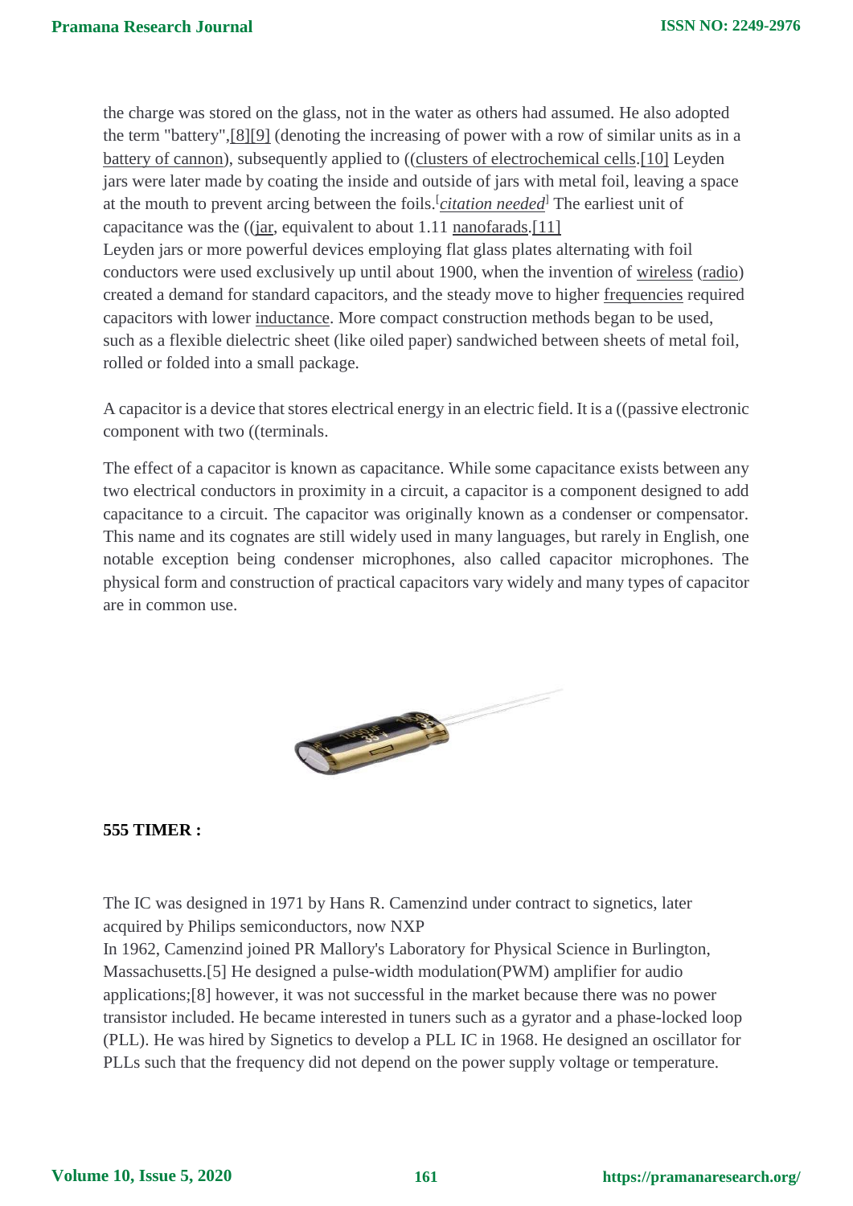the charge was stored on the glass, not in the water as others had assumed. He also adopted the term "battery",[8][9] (denoting the increasing of power with a row of similar units as in a battery of cannon), subsequently applied to ((clusters of electrochemical cells.[10] Leyden jars were later made by coating the inside and outside of jars with metal foil, leaving a space at the mouth to prevent arcing between the foils.[*citation needed*] The earliest unit of capacitance was the ((jar, equivalent to about 1.11 nanofarads.[11]
Leyden jars or more powerful devices employing flat glass plates alternating with foil conductors were used exclusively up until about 1900, when the invention of wireless (radio) created a demand for standard capacitors, and the steady move to higher frequencies required capacitors with lower inductance. More compact construction methods began to be used, such as a flexible dielectric sheet (like oiled paper) sandwiched between sheets of metal foil, rolled or folded into a small package.

A capacitor is a device that stores electrical energy in an electric field. It is a ((passive electronic component with two ((terminals.

The effect of a capacitor is known as capacitance. While some capacitance exists between any two electrical conductors in proximity in a circuit, a capacitor is a component designed to add capacitance to a circuit. The capacitor was originally known as a condenser or compensator. This name and its cognates are still widely used in many languages, but rarely in English, one notable exception being condenser microphones, also called capacitor microphones. The physical form and construction of practical capacitors vary widely and many types of capacitor are in common use.

**555 TIMER :**

The IC was designed in 1971 by Hans R. Camenzind under contract to signetics, later acquired by Philips semiconductors, now NXP
In 1962, Camenzind joined PR Mallory's Laboratory for Physical Science in Burlington, Massachusetts.[5] He designed a pulse-width modulation(PWM) amplifier for audio applications;[8] however, it was not successful in the market because there was no power transistor included. He became interested in tuners such as a gyrator and a phase-locked loop (PLL). He was hired by Signetics to develop a PLL IC in 1968. He designed an oscillator for PLLs such that the frequency did not depend on the power supply voltage or temperature.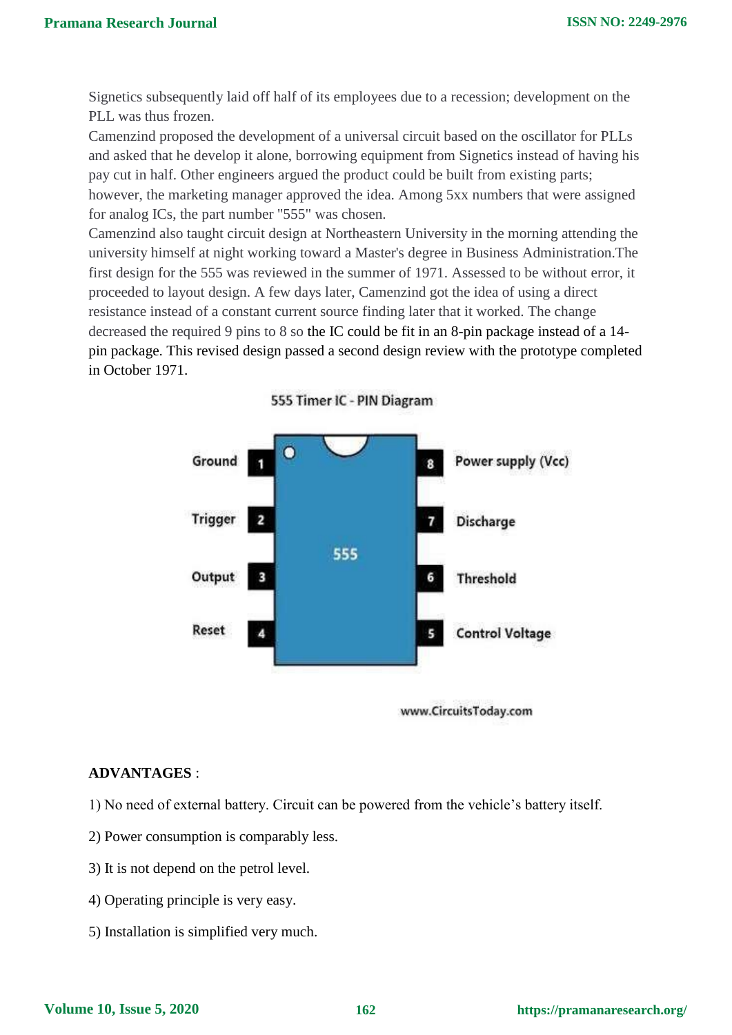Signetics subsequently laid off half of its employees due to a recession; development on the PLL was thus frozen.

Camenzind proposed the development of a universal circuit based on the oscillator for PLLs and asked that he develop it alone, borrowing equipment from Signetics instead of having his pay cut in half. Other engineers argued the product could be built from existing parts; however, the marketing manager approved the idea. Among 5xx numbers that were assigned for analog ICs, the part number "555" was chosen.

Camenzind also taught circuit design at Northeastern University in the morning attending the university himself at night working toward a Master's degree in Business Administration.The first design for the 555 was reviewed in the summer of 1971. Assessed to be without error, it proceeded to layout design. A few days later, Camenzind got the idea of using a direct resistance instead of a constant current source finding later that it worked. The change decreased the required 9 pins to 8 so the IC could be fit in an 8-pin package instead of a 14-pin package. This revised design passed a second design review with the prototype completed in October 1971.

555 Timer IC - PIN Diagram

www.CircuitsToday.com

**ADVANTAGES** :

1) No need of external battery. Circuit can be powered from the vehicle's battery itself.

2) Power consumption is comparably less.

3) It is not depend on the petrol level.

4) Operating principle is very easy.

5) Installation is simplified very much.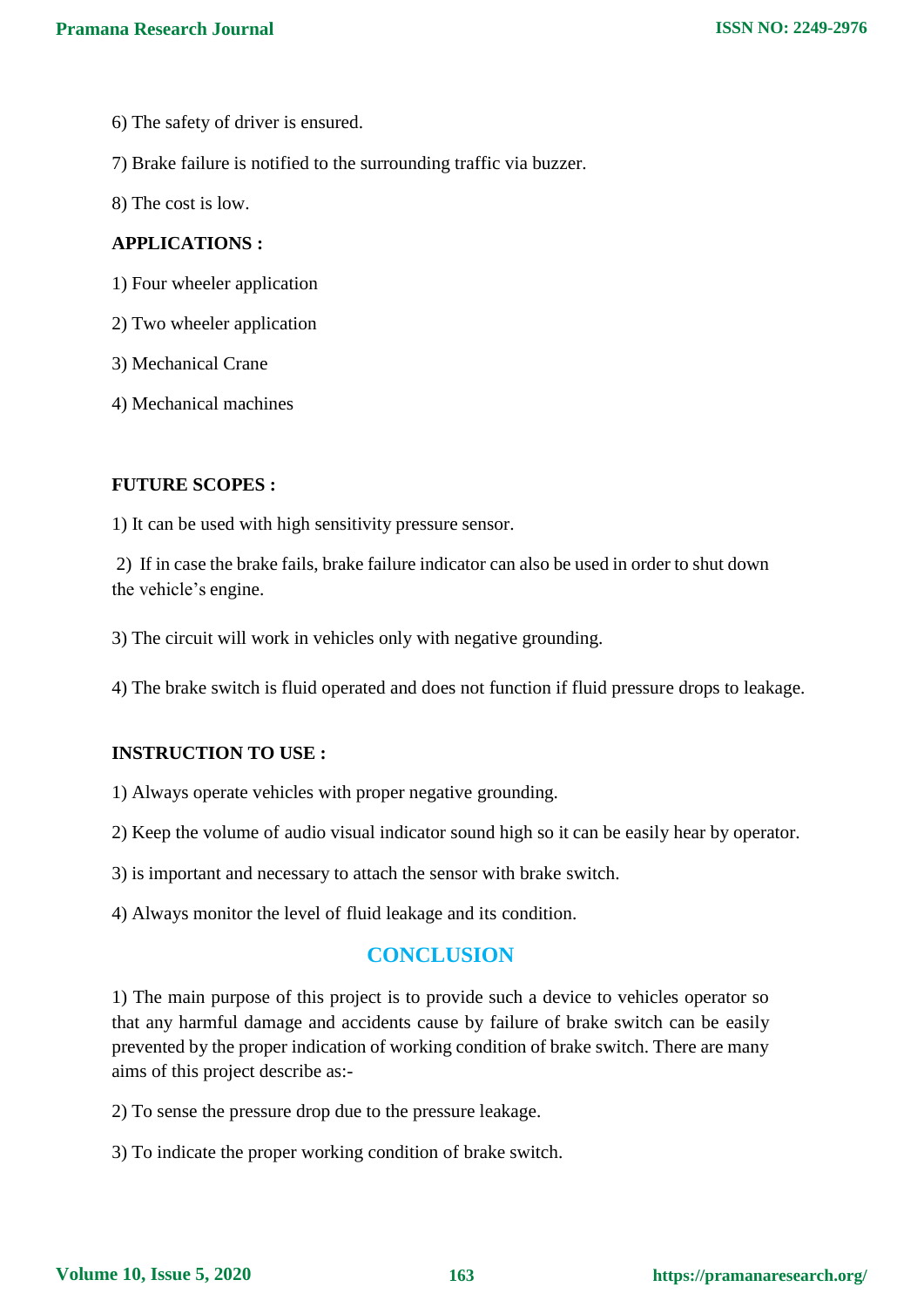6) The safety of driver is ensured.

7) Brake failure is notified to the surrounding traffic via buzzer.

8) The cost is low.

**APPLICATIONS :**

1) Four wheeler application

2) Two wheeler application

3) Mechanical Crane

4) Mechanical machines

**FUTURE SCOPES :**

1) It can be used with high sensitivity pressure sensor.

2) If in case the brake fails, brake failure indicator can also be used in order to shut down the vehicle's engine.

3) The circuit will work in vehicles only with negative grounding.

4) The brake switch is fluid operated and does not function if fluid pressure drops to leakage.

**INSTRUCTION TO USE :**

1) Always operate vehicles with proper negative grounding.

2) Keep the volume of audio visual indicator sound high so it can be easily hear by operator.

3) is important and necessary to attach the sensor with brake switch.

4) Always monitor the level of fluid leakage and its condition.

## CONCLUSION

1) The main purpose of this project is to provide such a device to vehicles operator so that any harmful damage and accidents cause by failure of brake switch can be easily prevented by the proper indication of working condition of brake switch. There are many aims of this project describe as:-

2) To sense the pressure drop due to the pressure leakage.

3) To indicate the proper working condition of brake switch.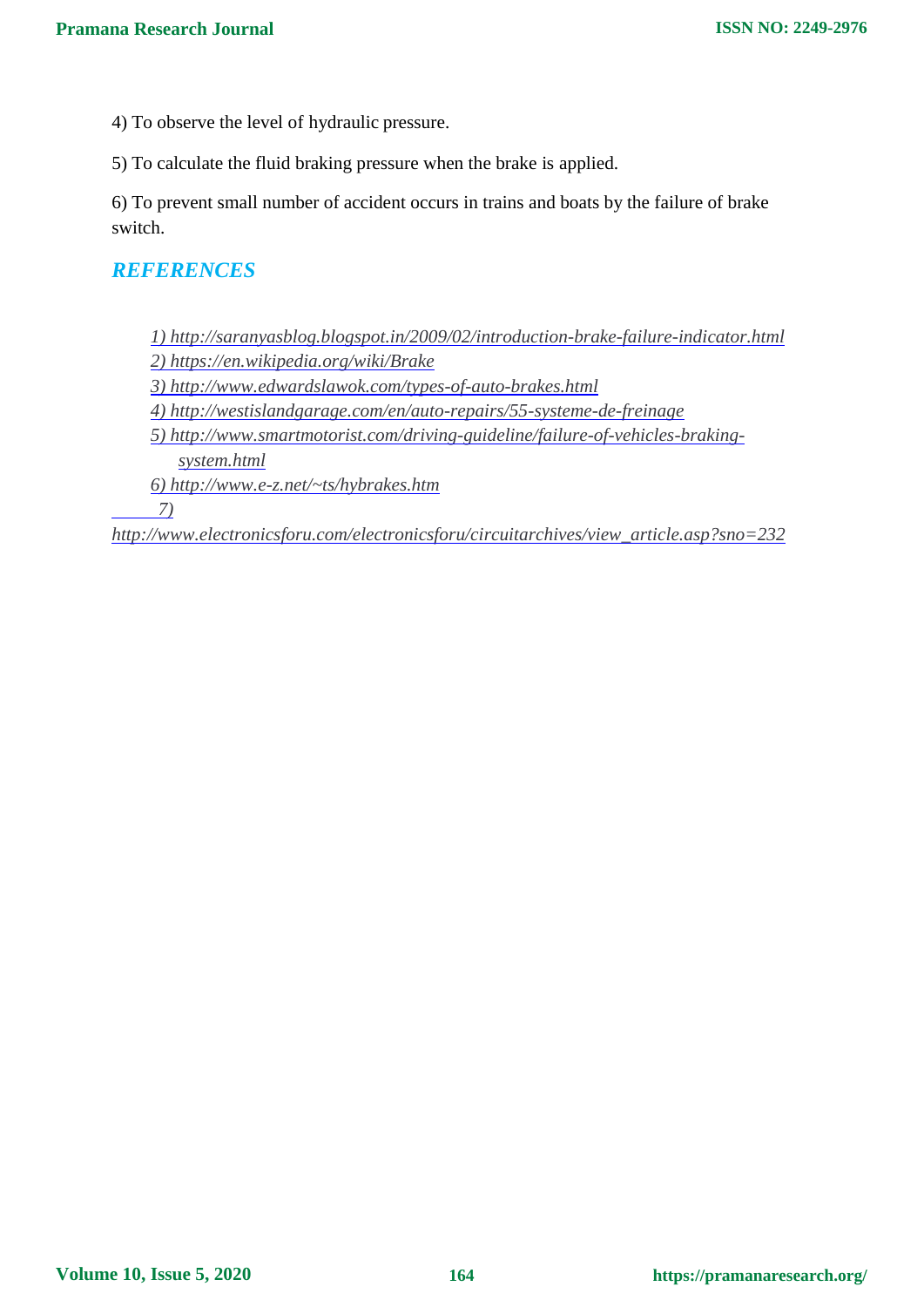4) To observe the level of hydraulic pressure.

5) To calculate the fluid braking pressure when the brake is applied.

6) To prevent small number of accident occurs in trains and boats by the failure of brake switch.

## *REFERENCES*

1) *http://saranyasblog.blogspot.in/2009/02/introduction-brake-failure-indicator.html*
2) *https://en.wikipedia.org/wiki/Brake*
3) *http://www.edwardslawok.com/types-of-auto-brakes.html*
4) *http://westislandgarage.com/en/auto-repairs/55-systeme-de-freinage*
5) *http://www.smartmotorist.com/driving-guideline/failure-of-vehicles-braking-system.html*
6) *http://www.e-z.net/~ts/hybrakes.htm*
7) *http://www.electronicsforu.com/electronicsforu/circuitarchives/view_article.asp?sno=232*